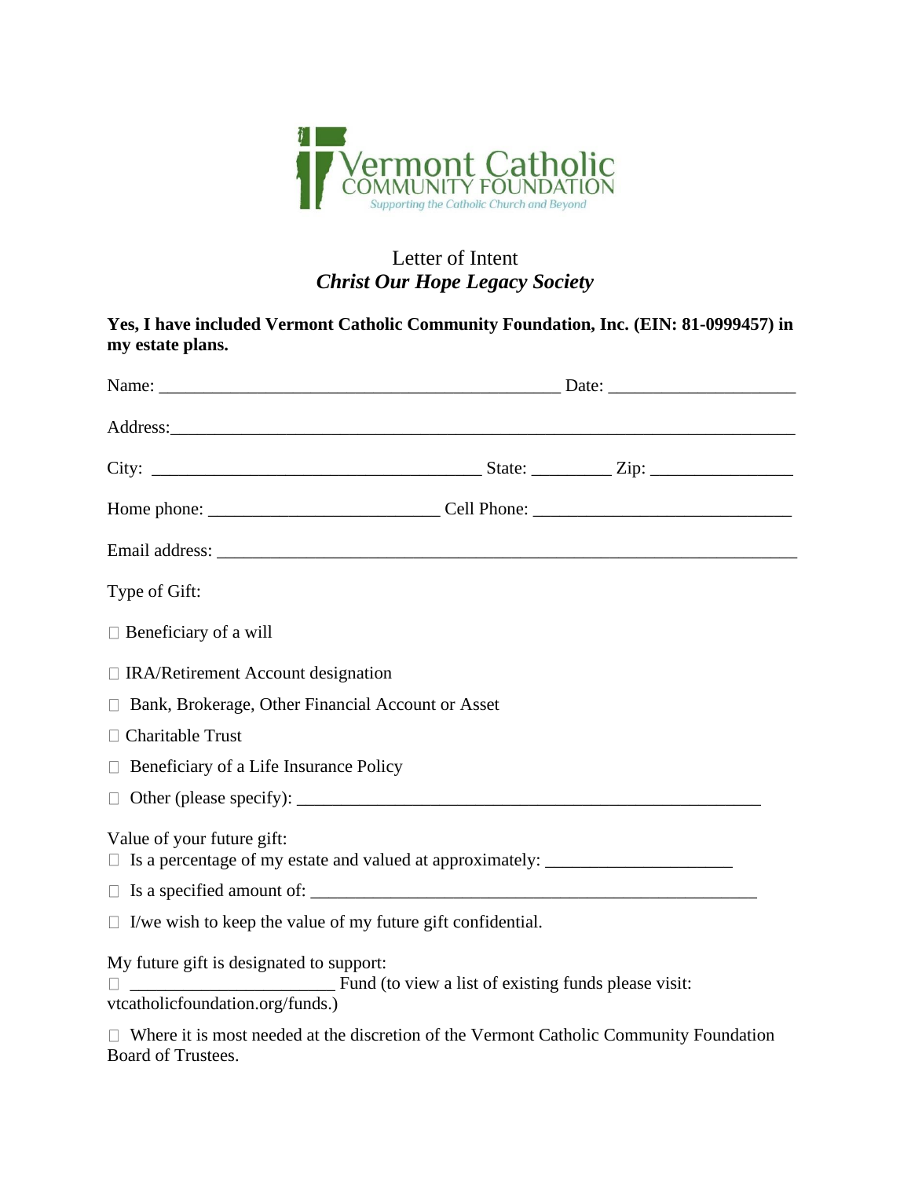Vermont Catholic
COMMUNITY FOUNDATION
*Supporting the Catholic Church and Beyond*

# Letter of Intent
## *Christ Our Hope Legacy Society*

**Yes, I have included Vermont Catholic Community Foundation, Inc. (EIN: 81-0999457) in my estate plans.**

Name: _______________________________________________ Date: ______________________

Address:_______________________________________________________________________

City: ______________________________________ State: _________ Zip: ________________

Home phone: __________________________ Cell Phone: _____________________________

Email address: __________________________________________________________________

Type of Gift:

☐ Beneficiary of a will

☐ IRA/Retirement Account designation

☐ Bank, Brokerage, Other Financial Account or Asset

☐ Charitable Trust

☐ Beneficiary of a Life Insurance Policy

☐ Other (please specify): _____________________________________________________

Value of your future gift:

☐ Is a percentage of my estate and valued at approximately: _____________________

☐ Is a specified amount of: __________________________________________________

☐ I/we wish to keep the value of my future gift confidential.

My future gift is designated to support:

☐ _______________________ Fund (to view a list of existing funds please visit: vtcatholicfoundation.org/funds.)

☐ Where it is most needed at the discretion of the Vermont Catholic Community Foundation Board of Trustees.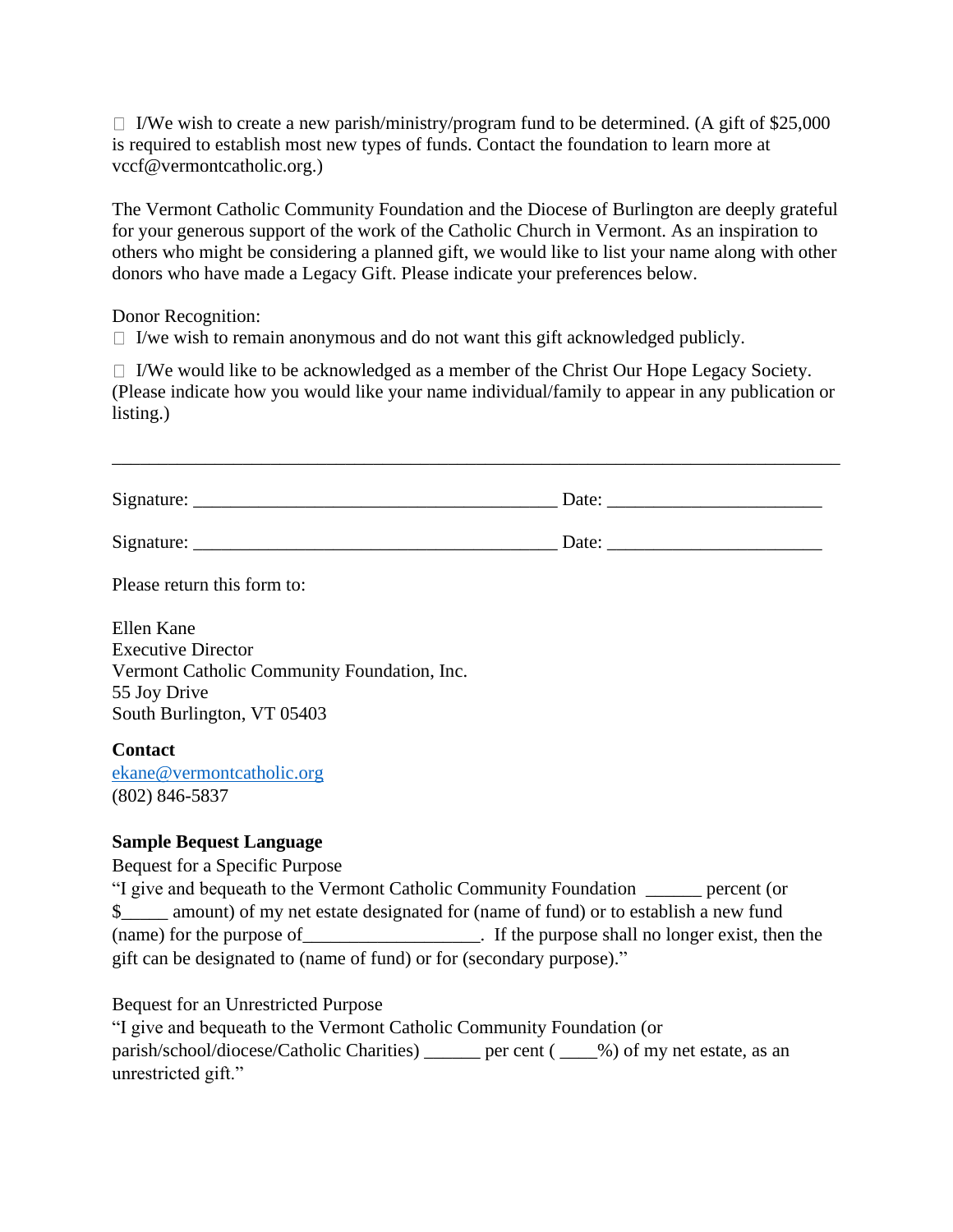☐ I/We wish to create a new parish/ministry/program fund to be determined. (A gift of $25,000 is required to establish most new types of funds. Contact the foundation to learn more at vccf@vermontcatholic.org.)

The Vermont Catholic Community Foundation and the Diocese of Burlington are deeply grateful for your generous support of the work of the Catholic Church in Vermont. As an inspiration to others who might be considering a planned gift, we would like to list your name along with other donors who have made a Legacy Gift. Please indicate your preferences below.

Donor Recognition:

☐ I/we wish to remain anonymous and do not want this gift acknowledged publicly.

☐ I/We would like to be acknowledged as a member of the Christ Our Hope Legacy Society. (Please indicate how you would like your name individual/family to appear in any publication or listing.)

_______________________________________________________________________________

Signature: _______________________________________ Date: _______________________

Signature: _______________________________________ Date: _______________________

Please return this form to:

Ellen Kane
Executive Director
Vermont Catholic Community Foundation, Inc.
55 Joy Drive
South Burlington, VT 05403

**Contact**
ekane@vermontcatholic.org
(802) 846-5837

**Sample Bequest Language**

Bequest for a Specific Purpose

"I give and bequeath to the Vermont Catholic Community Foundation ______ percent (or $_____ amount) of my net estate designated for (name of fund) or to establish a new fund (name) for the purpose of__________________. If the purpose shall no longer exist, then the gift can be designated to (name of fund) or for (secondary purpose)."

Bequest for an Unrestricted Purpose

"I give and bequeath to the Vermont Catholic Community Foundation (or parish/school/diocese/Catholic Charities) ______ per cent ( ____%) of my net estate, as an unrestricted gift."